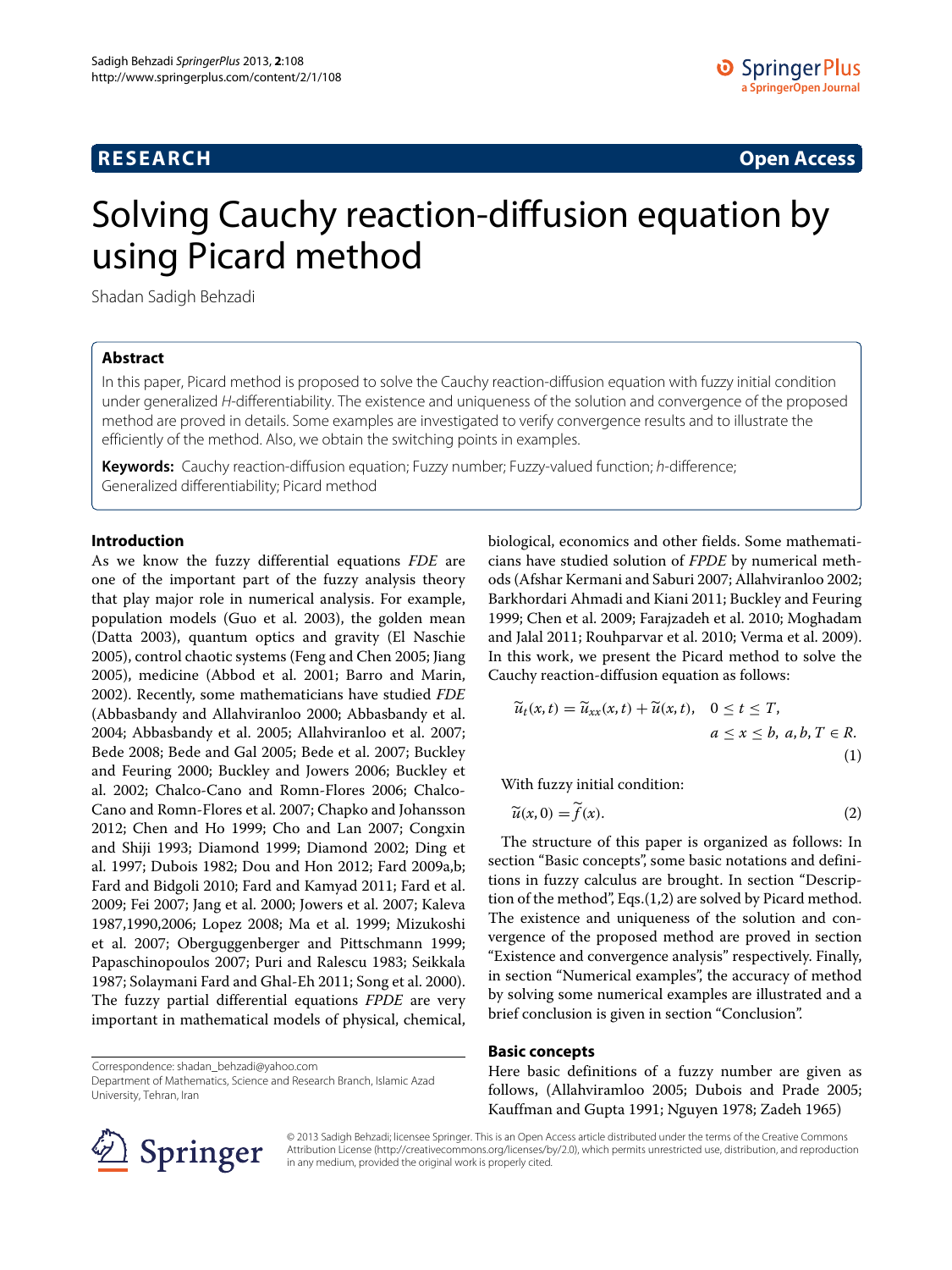**RESEARCH** **Open Access**

# Solving Cauchy reaction-diffusion equation by using Picard method

Shadan Sadigh Behzadi

## Abstract

In this paper, Picard method is proposed to solve the Cauchy reaction-diffusion equation with fuzzy initial condition under generalized *H*-differentiability. The existence and uniqueness of the solution and convergence of the proposed method are proved in details. Some examples are investigated to verify convergence results and to illustrate the efficiently of the method. Also, we obtain the switching points in examples.

**Keywords:** Cauchy reaction-diffusion equation; Fuzzy number; Fuzzy-valued function; *h*-difference; Generalized differentiability; Picard method

Correspondence: shadan_behzadi@yahoo.com
Department of Mathematics, Science and Research Branch, Islamic Azad University, Tehran, Iran

## Introduction

As we know the fuzzy differential equations *FDE* are one of the important part of the fuzzy analysis theory that play major role in numerical analysis. For example, population models (Guo et al. 2003), the golden mean (Datta 2003), quantum optics and gravity (El Naschie 2005), control chaotic systems (Feng and Chen 2005; Jiang 2005), medicine (Abbod et al. 2001; Barro and Marin, 2002). Recently, some mathematicians have studied *FDE* (Abbasbandy and Allahviranloo 2000; Abbasbandy et al. 2004; Abbasbandy et al. 2005; Allahviranloo et al. 2007; Bede 2008; Bede and Gal 2005; Bede et al. 2007; Buckley and Feuring 2000; Buckley and Jowers 2006; Buckley et al. 2002; Chalco-Cano and Romn-Flores 2006; Chalco-Cano and Romn-Flores et al. 2007; Chapko and Johansson 2012; Chen and Ho 1999; Cho and Lan 2007; Congxin and Shiji 1993; Diamond 1999; Diamond 2002; Ding et al. 1997; Dubois 1982; Dou and Hon 2012; Fard 2009a,b; Fard and Bidgoli 2010; Fard and Kamyad 2011; Fard et al. 2009; Fei 2007; Jang et al. 2000; Jowers et al. 2007; Kaleva 1987,1990,2006; Lopez 2008; Ma et al. 1999; Mizukoshi et al. 2007; Oberguggenberger and Pittschmann 1999; Papaschinopoulos 2007; Puri and Ralescu 1983; Seikkala 1987; Solaymani Fard and Ghal-Eh 2011; Song et al. 2000). The fuzzy partial differential equations *FPDE* are very important in mathematical models of physical, chemical, biological, economics and other fields. Some mathematicians have studied solution of *FPDE* by numerical methods (Afshar Kermani and Saburi 2007; Allahviranloo 2002; Barkhordari Ahmadi and Kiani 2011; Buckley and Feuring 1999; Chen et al. 2009; Farajzadeh et al. 2010; Moghadam and Jalal 2011; Rouhparvar et al. 2010; Verma et al. 2009). In this work, we present the Picard method to solve the Cauchy reaction-diffusion equation as follows:

$$\widetilde{u}_t(x,t) = \widetilde{u}_{xx}(x,t) + \widetilde{u}(x,t), \quad 0 \le t \le T, \quad a \le x \le b, \; a,b,T \in R. \tag{1}$$

With fuzzy initial condition:

$$\widetilde{u}(x,0) = \widetilde{f}(x). \tag{2}$$

The structure of this paper is organized as follows: In section "Basic concepts", some basic notations and definitions in fuzzy calculus are brought. In section "Description of the method", Eqs.(1,2) are solved by Picard method. The existence and uniqueness of the solution and convergence of the proposed method are proved in section "Existence and convergence analysis" respectively. Finally, in section "Numerical examples", the accuracy of method by solving some numerical examples are illustrated and a brief conclusion is given in section "Conclusion".

## Basic concepts

Here basic definitions of a fuzzy number are given as follows, (Allahviramloo 2005; Dubois and Prade 2005; Kauffman and Gupta 1991; Nguyen 1978; Zadeh 1965)

© 2013 Sadigh Behzadi; licensee Springer. This is an Open Access article distributed under the terms of the Creative Commons Attribution License (http://creativecommons.org/licenses/by/2.0), which permits unrestricted use, distribution, and reproduction in any medium, provided the original work is properly cited.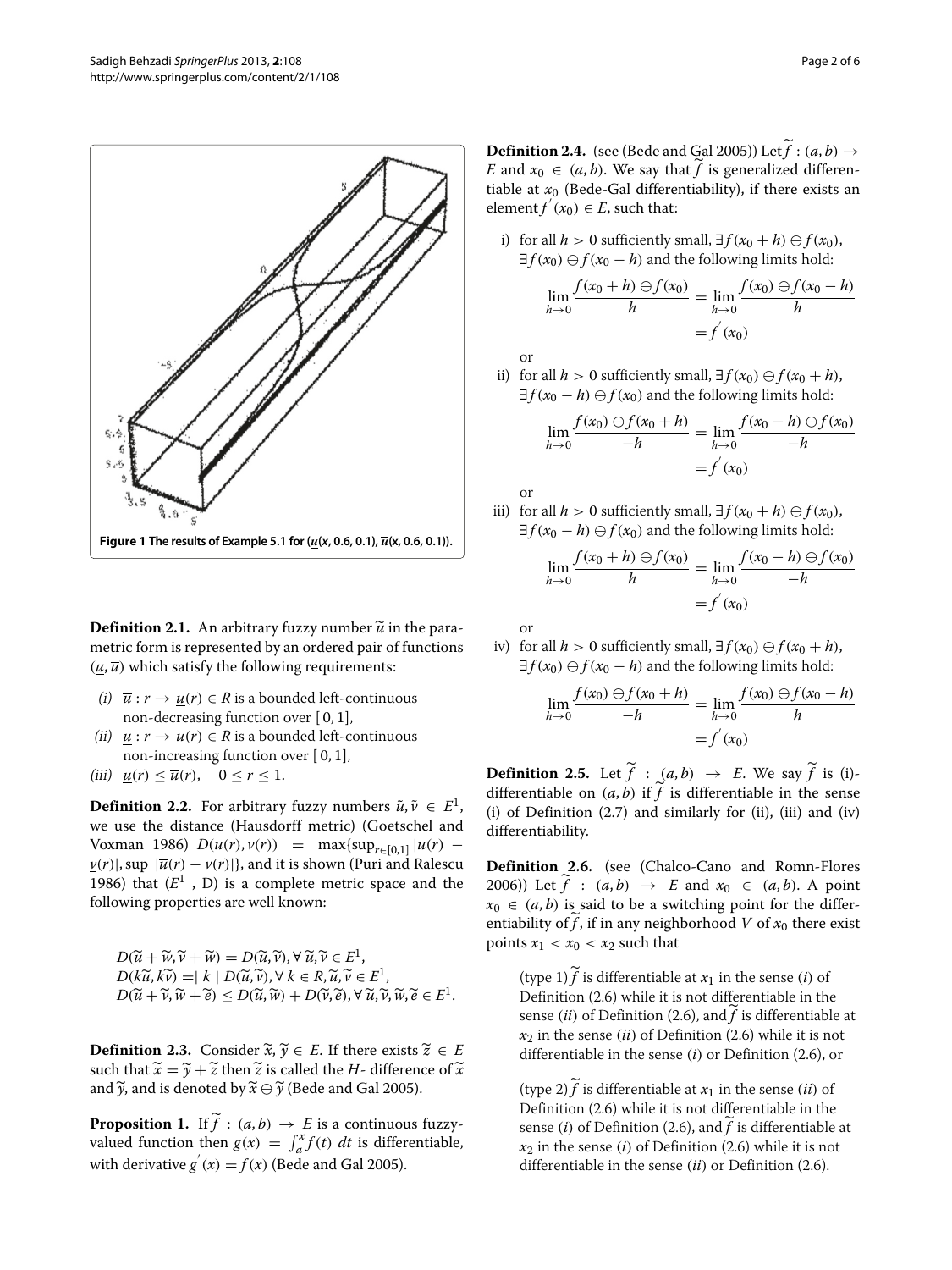**Figure 1 The results of Example 5.1 for ($\underline{u}(x, 0.6, 0.1), \overline{u}(x, 0.6, 0.1)$).**

**Definition 2.1.** An arbitrary fuzzy number $\widetilde{u}$ in the parametric form is represented by an ordered pair of functions $(\underline{u}, \overline{u})$ which satisfy the following requirements:

*(i)* $\overline{u} : r \to \underline{u}(r) \in R$ is a bounded left-continuous non-decreasing function over $[0, 1]$,
*(ii)* $\underline{u} : r \to \overline{u}(r) \in R$ is a bounded left-continuous non-increasing function over $[0, 1]$,
*(iii)* $\underline{u}(r) \leq \overline{u}(r), \quad 0 \leq r \leq 1.$

**Definition 2.2.** For arbitrary fuzzy numbers $\tilde{u}, \tilde{v} \in E^1$, we use the distance (Hausdorff metric) (Goetschel and Voxman 1986) $D(u(r), v(r)) = \max\{\sup_{r \in [0,1]} |\underline{u}(r) - \underline{v}(r)|, \sup |\overline{u}(r) - \overline{v}(r)|\}$, and it is shown (Puri and Ralescu 1986) that $(E^1, D)$ is a complete metric space and the following properties are well known:

$$D(\widetilde{u} + \widetilde{w}, \widetilde{v} + \widetilde{w}) = D(\widetilde{u}, \widetilde{v}), \forall \widetilde{u}, \widetilde{v} \in E^1,$$
$$D(k\widetilde{u}, k\widetilde{v}) = | k \mid D(\widetilde{u}, \widetilde{v}), \forall k \in R, \widetilde{u}, \widetilde{v} \in E^1,$$
$$D(\widetilde{u} + \widetilde{v}, \widetilde{w} + \widetilde{e}) \leq D(\widetilde{u}, \widetilde{w}) + D(\widetilde{v}, \widetilde{e}), \forall \widetilde{u}, \widetilde{v}, \widetilde{w}, \widetilde{e} \in E^1.$$

**Definition 2.3.** Consider $\widetilde{x}, \widetilde{y} \in E$. If there exists $\widetilde{z} \in E$ such that $\widetilde{x} = \widetilde{y} + \widetilde{z}$ then $\widetilde{z}$ is called the $H$- difference of $\widetilde{x}$ and $\widetilde{y}$, and is denoted by $\widetilde{x} \ominus \widetilde{y}$ (Bede and Gal 2005).

**Proposition 1.** If $\widetilde{f} : (a, b) \to E$ is a continuous fuzzy-valued function then $g(x) = \int_a^x f(t)\, dt$ is differentiable, with derivative $g'(x) = f(x)$ (Bede and Gal 2005).

**Definition 2.4.** (see (Bede and Gal 2005)) Let $\widetilde{f} : (a, b) \to E$ and $x_0 \in (a, b)$. We say that $\widetilde{f}$ is generalized differentiable at $x_0$ (Bede-Gal differentiability), if there exists an element $f'(x_0) \in E$, such that:

i) for all $h > 0$ sufficiently small, $\exists f(x_0 + h) \ominus f(x_0)$, $\exists f(x_0) \ominus f(x_0 - h)$ and the following limits hold:

$$\lim_{h \to 0} \frac{f(x_0 + h) \ominus f(x_0)}{h} = \lim_{h \to 0} \frac{f(x_0) \ominus f(x_0 - h)}{h} = f'(x_0)$$

or

ii) for all $h > 0$ sufficiently small, $\exists f(x_0) \ominus f(x_0 + h)$, $\exists f(x_0 - h) \ominus f(x_0)$ and the following limits hold:

$$\lim_{h \to 0} \frac{f(x_0) \ominus f(x_0 + h)}{-h} = \lim_{h \to 0} \frac{f(x_0 - h) \ominus f(x_0)}{-h} = f'(x_0)$$

or

iii) for all $h > 0$ sufficiently small, $\exists f(x_0 + h) \ominus f(x_0)$, $\exists f(x_0 - h) \ominus f(x_0)$ and the following limits hold:

$$\lim_{h \to 0} \frac{f(x_0 + h) \ominus f(x_0)}{h} = \lim_{h \to 0} \frac{f(x_0 - h) \ominus f(x_0)}{-h} = f'(x_0)$$

or

iv) for all $h > 0$ sufficiently small, $\exists f(x_0) \ominus f(x_0 + h)$, $\exists f(x_0) \ominus f(x_0 - h)$ and the following limits hold:

$$\lim_{h \to 0} \frac{f(x_0) \ominus f(x_0 + h)}{-h} = \lim_{h \to 0} \frac{f(x_0) \ominus f(x_0 - h)}{h} = f'(x_0)$$

**Definition 2.5.** Let $\widetilde{f} : (a, b) \to E$. We say $\widetilde{f}$ is (i)-differentiable on $(a, b)$ if $\widetilde{f}$ is differentiable in the sense (i) of Definition (2.7) and similarly for (ii), (iii) and (iv) differentiability.

**Definition 2.6.** (see (Chalco-Cano and Romn-Flores 2006)) Let $\widetilde{f} : (a, b) \to E$ and $x_0 \in (a, b)$. A point $x_0 \in (a, b)$ is said to be a switching point for the differentiability of $\widetilde{f}$, if in any neighborhood $V$ of $x_0$ there exist points $x_1 < x_0 < x_2$ such that

(type 1) $\widetilde{f}$ is differentiable at $x_1$ in the sense (*i*) of Definition (2.6) while it is not differentiable in the sense (*ii*) of Definition (2.6), and $\widetilde{f}$ is differentiable at $x_2$ in the sense (*ii*) of Definition (2.6) while it is not differentiable in the sense (*i*) or Definition (2.6), or

(type 2) $\widetilde{f}$ is differentiable at $x_1$ in the sense (*ii*) of Definition (2.6) while it is not differentiable in the sense (*i*) of Definition (2.6), and $\widetilde{f}$ is differentiable at $x_2$ in the sense (*i*) of Definition (2.6) while it is not differentiable in the sense (*ii*) or Definition (2.6).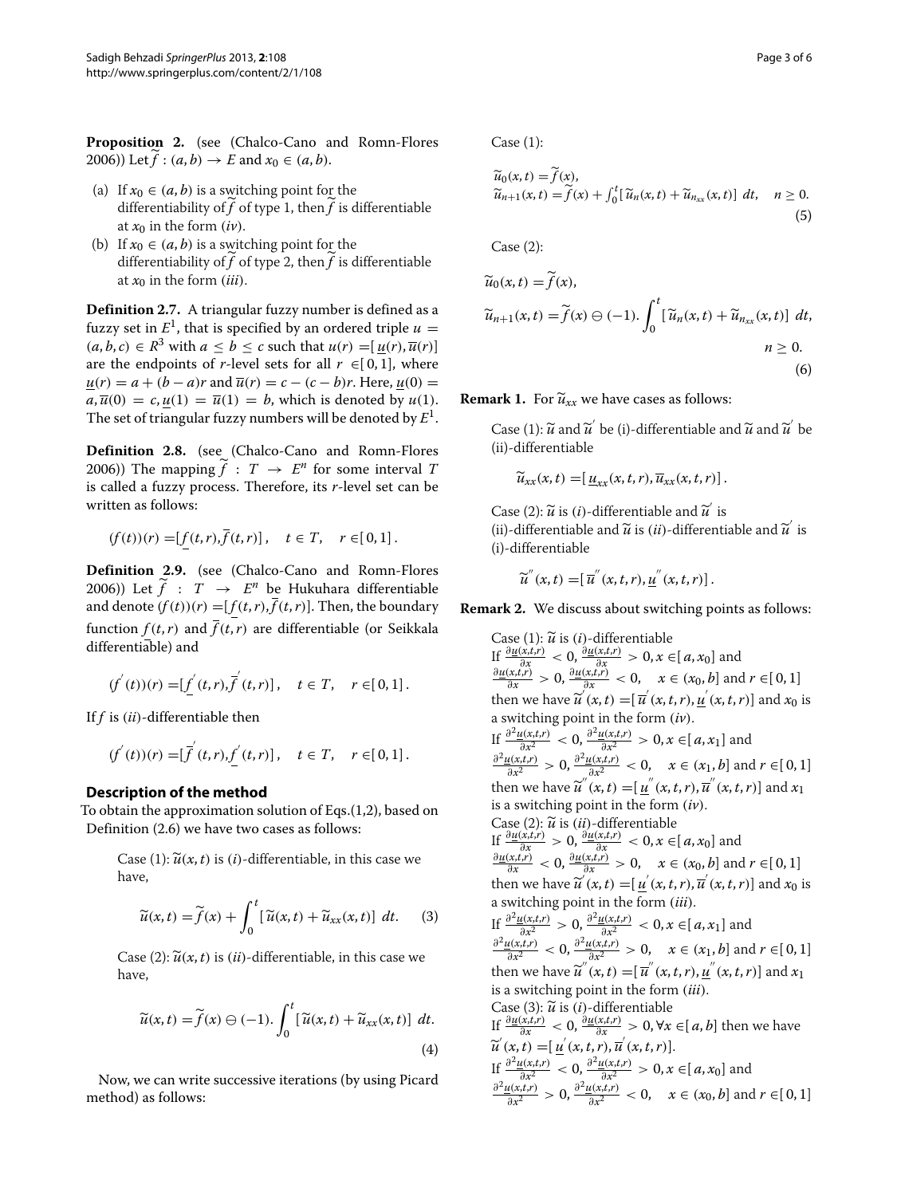**Proposition 2.** (see (Chalco-Cano and Romn-Flores 2006)) Let $\widetilde{f} : (a,b) \rightarrow E$ and $x_0 \in (a,b)$.

(a) If $x_0 \in (a,b)$ is a switching point for the differentiability of $\widetilde{f}$ of type 1, then $\widetilde{f}$ is differentiable at $x_0$ in the form $(iv)$.

(b) If $x_0 \in (a,b)$ is a switching point for the differentiability of $\widetilde{f}$ of type 2, then $\widetilde{f}$ is differentiable at $x_0$ in the form $(iii)$.

**Definition 2.7.** A triangular fuzzy number is defined as a fuzzy set in $E^1$, that is specified by an ordered triple $u = (a,b,c) \in R^3$ with $a \leq b \leq c$ such that $u(r) = [\underline{u}(r), \overline{u}(r)]$ are the endpoints of $r$-level sets for all $r \in [0,1]$, where $\underline{u}(r) = a + (b-a)r$ and $\overline{u}(r) = c - (c-b)r$. Here, $\underline{u}(0) = a, \overline{u}(0) = c, \underline{u}(1) = \overline{u}(1) = b$, which is denoted by $u(1)$. The set of triangular fuzzy numbers will be denoted by $E^1$.

**Definition 2.8.** (see (Chalco-Cano and Romn-Flores 2006)) The mapping $\widetilde{f} : T \rightarrow E^n$ for some interval $T$ is called a fuzzy process. Therefore, its $r$-level set can be written as follows:

$$(f(t))(r) = [\underline{f}(t,r), \overline{f}(t,r)], \quad t \in T, \quad r \in [0,1].$$

**Definition 2.9.** (see (Chalco-Cano and Romn-Flores 2006)) Let $\widetilde{f} : T \rightarrow E^n$ be Hukuhara differentiable and denote $(f(t))(r) = [\underline{f}(t,r), \overline{f}(t,r)]$. Then, the boundary function $\underline{f}(t,r)$ and $\overline{f}(t,r)$ are differentiable (or Seikkala differentiable) and

$$(f'(t))(r) = [\underline{f}'(t,r), \overline{f}'(t,r)], \quad t \in T, \quad r \in [0,1].$$

If $f$ is $(ii)$-differentiable then

$$(f'(t))(r) = [\overline{f}'(t,r), \underline{f}'(t,r)], \quad t \in T, \quad r \in [0,1].$$

## Description of the method

To obtain the approximation solution of Eqs.(1,2), based on Definition (2.6) we have two cases as follows:

Case (1): $\widetilde{u}(x,t)$ is $(i)$-differentiable, in this case we have,

$$\widetilde{u}(x,t) = \widetilde{f}(x) + \int_0^t [\widetilde{u}(x,t) + \widetilde{u}_{xx}(x,t)] \ dt. \tag{3}$$

Case (2): $\widetilde{u}(x,t)$ is $(ii)$-differentiable, in this case we have,

$$\widetilde{u}(x,t) = \widetilde{f}(x) \ominus (-1). \int_0^t [\widetilde{u}(x,t) + \widetilde{u}_{xx}(x,t)] \ dt. \tag{4}$$

Now, we can write successive iterations (by using Picard method) as follows:

Case (1):

$$\widetilde{u}_0(x,t) = \widetilde{f}(x),$$
$$\widetilde{u}_{n+1}(x,t) = \widetilde{f}(x) + \int_0^t [\widetilde{u}_n(x,t) + \widetilde{u}_{n_{xx}}(x,t)] \ dt, \quad n \geq 0. \tag{5}$$

Case (2):

$$\widetilde{u}_0(x,t) = \widetilde{f}(x),$$
$$\widetilde{u}_{n+1}(x,t) = \widetilde{f}(x) \ominus (-1). \int_0^t [\widetilde{u}_n(x,t) + \widetilde{u}_{n_{xx}}(x,t)] \ dt, \quad n \geq 0. \tag{6}$$

**Remark 1.** For $\widetilde{u}_{xx}$ we have cases as follows:

Case (1): $\widetilde{u}$ and $\widetilde{u}'$ be (i)-differentiable and $\widetilde{u}$ and $\widetilde{u}'$ be (ii)-differentiable

$$\widetilde{u}_{xx}(x,t) = [\underline{u}_{xx}(x,t,r), \overline{u}_{xx}(x,t,r)].$$

Case (2): $\widetilde{u}$ is $(i)$-differentiable and $\widetilde{u}'$ is (ii)-differentiable and $\widetilde{u}$ is $(ii)$-differentiable and $\widetilde{u}'$ is (i)-differentiable

$$\widetilde{u}''(x,t) = [\overline{u}''(x,t,r), \underline{u}''(x,t,r)].$$

**Remark 2.** We discuss about switching points as follows:

Case (1): $\widetilde{u}$ is $(i)$-differentiable
If $\frac{\partial \underline{u}(x,t,r)}{\partial x} < 0, \frac{\partial \overline{u}(x,t,r)}{\partial x} > 0, x \in [a,x_0]$ and $\frac{\partial \underline{u}(x,t,r)}{\partial x} > 0, \frac{\partial \overline{u}(x,t,r)}{\partial x} < 0, \quad x \in (x_0,b]$ and $r \in [0,1]$ then we have $\widetilde{u}'(x,t) = [\overline{u}'(x,t,r), \underline{u}'(x,t,r)]$ and $x_0$ is a switching point in the form $(iv)$.
If $\frac{\partial^2 \underline{u}(x,t,r)}{\partial x^2} < 0, \frac{\partial^2 \overline{u}(x,t,r)}{\partial x^2} > 0, x \in [a,x_1]$ and $\frac{\partial^2 \underline{u}(x,t,r)}{\partial x^2} > 0, \frac{\partial^2 \overline{u}(x,t,r)}{\partial x^2} < 0, \quad x \in (x_1,b]$ and $r \in [0,1]$ then we have $\widetilde{u}''(x,t) = [\underline{u}''(x,t,r), \overline{u}''(x,t,r)]$ and $x_1$ is a switching point in the form $(iv)$.
Case (2): $\widetilde{u}$ is $(ii)$-differentiable
If $\frac{\partial \underline{u}(x,t,r)}{\partial x} > 0, \frac{\partial \overline{u}(x,t,r)}{\partial x} < 0, x \in [a,x_0]$ and $\frac{\partial \underline{u}(x,t,r)}{\partial x} < 0, \frac{\partial \overline{u}(x,t,r)}{\partial x} > 0, \quad x \in (x_0,b]$ and $r \in [0,1]$ then we have $\widetilde{u}'(x,t) = [\underline{u}'(x,t,r), \overline{u}'(x,t,r)]$ and $x_0$ is a switching point in the form $(iii)$.
If $\frac{\partial^2 \underline{u}(x,t,r)}{\partial x^2} > 0, \frac{\partial^2 \overline{u}(x,t,r)}{\partial x^2} < 0, x \in [a,x_1]$ and $\frac{\partial^2 \underline{u}(x,t,r)}{\partial x^2} < 0, \frac{\partial^2 \overline{u}(x,t,r)}{\partial x^2} > 0, \quad x \in (x_1,b]$ and $r \in [0,1]$ then we have $\widetilde{u}''(x,t) = [\overline{u}''(x,t,r), \underline{u}''(x,t,r)]$ and $x_1$ is a switching point in the form $(iii)$.
Case (3): $\widetilde{u}$ is $(i)$-differentiable
If $\frac{\partial \underline{u}(x,t,r)}{\partial x} < 0, \frac{\partial \overline{u}(x,t,r)}{\partial x} > 0, \forall x \in [a,b]$ then we have $\widetilde{u}'(x,t) = [\underline{u}'(x,t,r), \overline{u}'(x,t,r)]$.
If $\frac{\partial^2 \underline{u}(x,t,r)}{\partial x^2} < 0, \frac{\partial^2 \overline{u}(x,t,r)}{\partial x^2} > 0, x \in [a,x_0]$ and $\frac{\partial^2 \underline{u}(x,t,r)}{\partial x^2} > 0, \frac{\partial^2 \overline{u}(x,t,r)}{\partial x^2} < 0, \quad x \in (x_0,b]$ and $r \in [0,1]$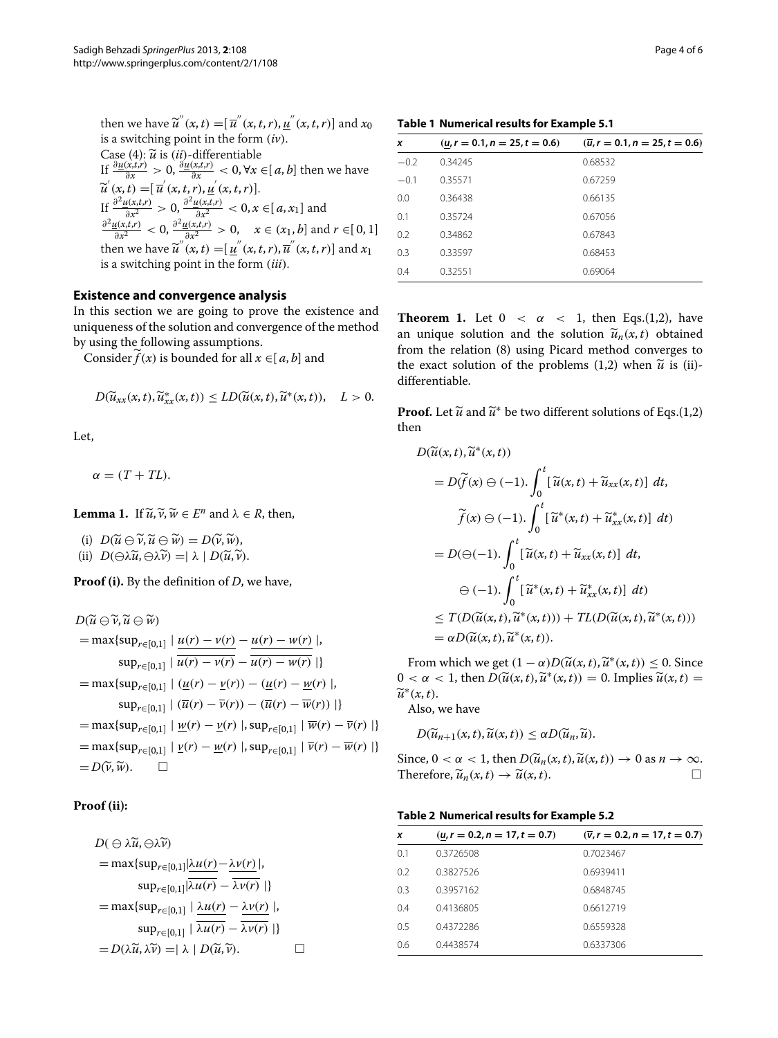then we have $\widetilde{u}''(x,t) = [\overline{u}''(x,t,r), \underline{u}''(x,t,r)]$ and $x_0$ is a switching point in the form $(iv)$.

Case (4): $\widetilde{u}$ is $(ii)$-differentiable

If $\frac{\partial \underline{u}(x,t,r)}{\partial x} > 0$, $\frac{\partial \underline{u}(x,t,r)}{\partial x} < 0, \forall x \in [a,b]$ then we have $\widetilde{u}'(x,t) = [\overline{u}'(x,t,r), \underline{u}'(x,t,r)]$.

If $\frac{\partial^2 \underline{u}(x,t,r)}{\partial x^2} > 0$, $\frac{\partial^2 \underline{u}(x,t,r)}{\partial x^2} < 0, x \in [a, x_1]$ and $\frac{\partial^2 \underline{u}(x,t,r)}{\partial x^2} < 0$, $\frac{\partial^2 \underline{u}(x,t,r)}{\partial x^2} > 0$, $\quad x \in (x_1, b]$ and $r \in [0,1]$ then we have $\widetilde{u}''(x,t) = [\underline{u}''(x,t,r), \overline{u}''(x,t,r)]$ and $x_1$ is a switching point in the form $(iii)$.

## Existence and convergence analysis

In this section we are going to prove the existence and uniqueness of the solution and convergence of the method by using the following assumptions.

Consider $\widetilde{f}(x)$ is bounded for all $x \in [a,b]$ and

$$D(\widetilde{u}_{xx}(x,t), \widetilde{u}^*_{xx}(x,t)) \leq L D(\widetilde{u}(x,t), \widetilde{u}^*(x,t)), \quad L > 0.$$

Let,

$$\alpha = (T + TL).$$

**Lemma 1.** If $\widetilde{u}, \widetilde{v}, \widetilde{w} \in E^n$ and $\lambda \in R$, then,

(i) $D(\widetilde{u} \ominus \widetilde{v}, \widetilde{u} \ominus \widetilde{w}) = D(\widetilde{v}, \widetilde{w})$,
(ii) $D(\ominus \lambda \widetilde{u}, \ominus \lambda \widetilde{v}) = |\lambda| D(\widetilde{u}, \widetilde{v})$.

**Proof (i).** By the definition of $D$, we have,

$$\begin{aligned}
& D(\widetilde{u} \ominus \widetilde{v}, \widetilde{u} \ominus \widetilde{w}) \\
&= \max\{\sup_{r \in [0,1]} | \underline{u(r) - v(r)} - \underline{u(r) - w(r)} |, \\
&\qquad \sup_{r \in [0,1]} | \overline{u(r) - v(r)} - \overline{u(r) - w(r)} |\} \\
&= \max\{\sup_{r \in [0,1]} | (\underline{u}(r) - \underline{v}(r)) - (\underline{u}(r) - \underline{w}(r) |, \\
&\qquad \sup_{r \in [0,1]} | (\overline{u}(r) - \overline{v}(r)) - (\overline{u}(r) - \overline{w}(r)) |\} \\
&= \max\{\sup_{r \in [0,1]} | \underline{w}(r) - \underline{v}(r) |, \sup_{r \in [0,1]} | \overline{w}(r) - \overline{v}(r) |\} \\
&= \max\{\sup_{r \in [0,1]} | \underline{v}(r) - \underline{w}(r) |, \sup_{r \in [0,1]} | \overline{v}(r) - \overline{w}(r) |\} \\
&= D(\widetilde{v}, \widetilde{w}). \qquad \square
\end{aligned}$$

**Proof (ii):**

$$\begin{aligned}
& D(\ominus \lambda \widetilde{u}, \ominus \lambda \widetilde{v}) \\
&= \max\{\sup_{r \in [0,1]} |\underline{\lambda u(r)} - \underline{\lambda v(r)}|, \\
&\qquad \sup_{r \in [0,1]} |\overline{\lambda u(r)} - \overline{\lambda v(r)}|\} \\
&= \max\{\sup_{r \in [0,1]} | \underline{\lambda u(r)} - \underline{\lambda v(r)} |, \\
&\qquad \sup_{r \in [0,1]} | \overline{\lambda u(r)} - \overline{\lambda v(r)} |\} \\
&= D(\lambda \widetilde{u}, \lambda \widetilde{v}) = |\lambda| D(\widetilde{u}, \widetilde{v}). \qquad \square
\end{aligned}$$

**Table 1 Numerical results for Example 5.1**

| $x$ | $(\underline{u}, r = 0.1, n = 25, t = 0.6)$ | $(\overline{u}, r = 0.1, n = 25, t = 0.6)$ |
|---|---|---|
| −0.2 | 0.34245 | 0.68532 |
| −0.1 | 0.35571 | 0.67259 |
| 0.0 | 0.36438 | 0.66135 |
| 0.1 | 0.35724 | 0.67056 |
| 0.2 | 0.34862 | 0.67843 |
| 0.3 | 0.33597 | 0.68453 |
| 0.4 | 0.32551 | 0.69064 |

**Theorem 1.** Let $0 < \alpha < 1$, then Eqs.(1,2), have an unique solution and the solution $\widetilde{u}_n(x,t)$ obtained from the relation (8) using Picard method converges to the exact solution of the problems (1,2) when $\widetilde{u}$ is (ii)-differentiable.

**Proof.** Let $\widetilde{u}$ and $\widetilde{u}^*$ be two different solutions of Eqs.(1,2) then

$$\begin{aligned}
& D(\widetilde{u}(x,t), \widetilde{u}^*(x,t)) \\
&= D(\widetilde{f}(x) \ominus (-1). \int_0^t [\widetilde{u}(x,t) + \widetilde{u}_{xx}(x,t)] \, dt, \\
&\qquad \widetilde{f}(x) \ominus (-1). \int_0^t [\widetilde{u}^*(x,t) + \widetilde{u}^*_{xx}(x,t)] \, dt) \\
&= D(\ominus(-1). \int_0^t [\widetilde{u}(x,t) + \widetilde{u}_{xx}(x,t)] \, dt, \\
&\qquad \ominus (-1). \int_0^t [\widetilde{u}^*(x,t) + \widetilde{u}^*_{xx}(x,t)] \, dt) \\
&\leq T(D(\widetilde{u}(x,t), \widetilde{u}^*(x,t))) + TL(D(\widetilde{u}(x,t), \widetilde{u}^*(x,t))) \\
&= \alpha D(\widetilde{u}(x,t), \widetilde{u}^*(x,t)).
\end{aligned}$$

From which we get $(1 - \alpha) D(\widetilde{u}(x,t), \widetilde{u}^*(x,t)) \leq 0$. Since $0 < \alpha < 1$, then $D(\widetilde{u}(x,t), \widetilde{u}^*(x,t)) = 0$. Implies $\widetilde{u}(x,t) = \widetilde{u}^*(x,t)$.

Also, we have

$$D(\widetilde{u}_{n+1}(x,t), \widetilde{u}(x,t)) \leq \alpha D(\widetilde{u}_n, \widetilde{u}).$$

Since, $0 < \alpha < 1$, then $D(\widetilde{u}_n(x,t), \widetilde{u}(x,t)) \to 0$ as $n \to \infty$. Therefore, $\widetilde{u}_n(x,t) \to \widetilde{u}(x,t)$. $\square$

**Table 2 Numerical results for Example 5.2**

| $x$ | $(\underline{u}, r = 0.2, n = 17, t = 0.7)$ | $(\overline{v}, r = 0.2, n = 17, t = 0.7)$ |
|---|---|---|
| 0.1 | 0.3726508 | 0.7023467 |
| 0.2 | 0.3827526 | 0.6939411 |
| 0.3 | 0.3957162 | 0.6848745 |
| 0.4 | 0.4136805 | 0.6612719 |
| 0.5 | 0.4372286 | 0.6559328 |
| 0.6 | 0.4438574 | 0.6337306 |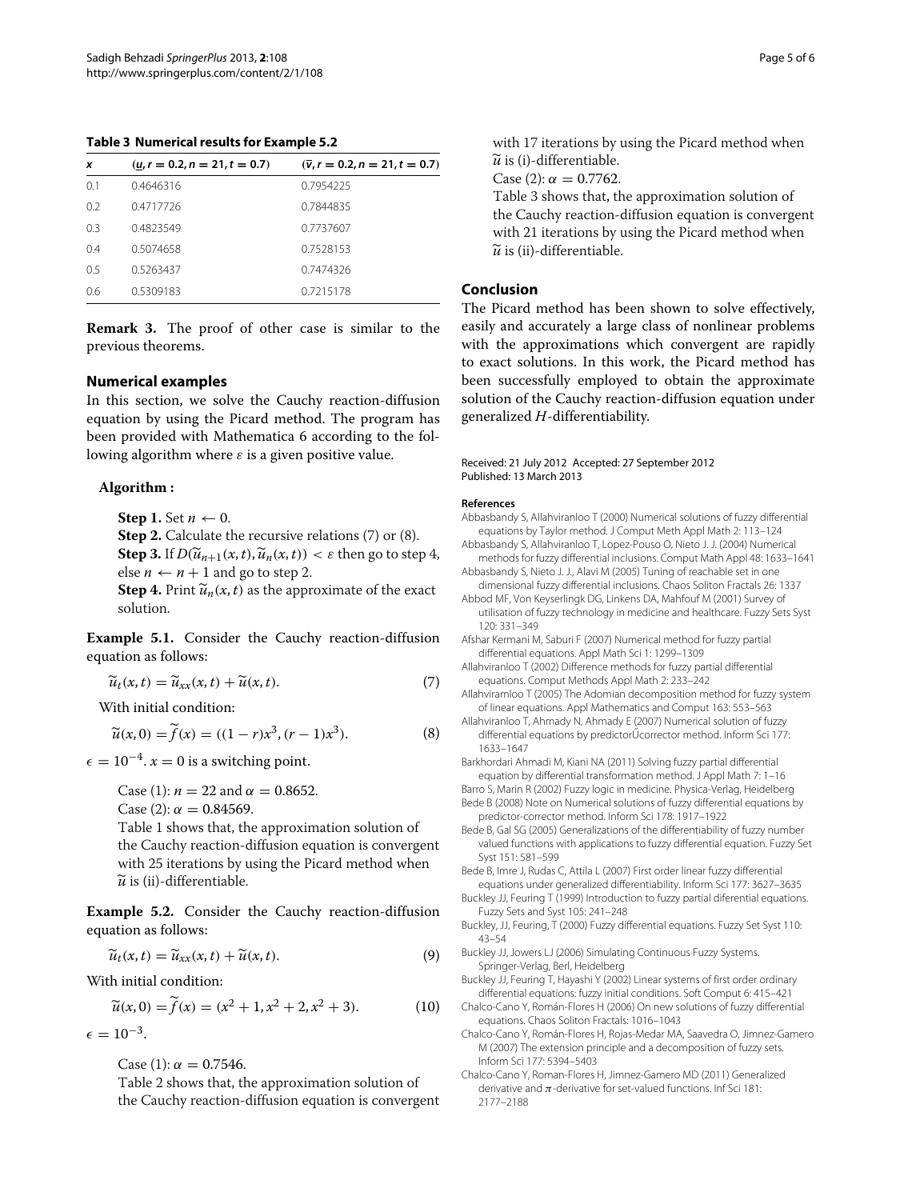**Table 3 Numerical results for Example 5.2**

| $x$ | $(\underline{u}, r = 0.2, n = 21, t = 0.7)$ | $(\bar{v}, r = 0.2, n = 21, t = 0.7)$ |
|---|---|---|
| 0.1 | 0.4646316 | 0.7954225 |
| 0.2 | 0.4717726 | 0.7844835 |
| 0.3 | 0.4823549 | 0.7737607 |
| 0.4 | 0.5074658 | 0.7528153 |
| 0.5 | 0.5263437 | 0.7474326 |
| 0.6 | 0.5309183 | 0.7215178 |

**Remark 3.** The proof of other case is similar to the previous theorems.

## Numerical examples

In this section, we solve the Cauchy reaction-diffusion equation by using the Picard method. The program has been provided with Mathematica 6 according to the following algorithm where $\varepsilon$ is a given positive value.

**Algorithm :**

**Step 1.** Set $n \leftarrow 0$.
**Step 2.** Calculate the recursive relations (7) or (8).
**Step 3.** If $D(\widetilde{u}_{n+1}(x,t), \widetilde{u}_n(x,t)) < \varepsilon$ then go to step 4, else $n \leftarrow n + 1$ and go to step 2.
**Step 4.** Print $\widetilde{u}_n(x,t)$ as the approximate of the exact solution.

**Example 5.1.** Consider the Cauchy reaction-diffusion equation as follows:

$$\widetilde{u}_t(x,t) = \widetilde{u}_{xx}(x,t) + \widetilde{u}(x,t). \tag{7}$$

With initial condition:

$$\widetilde{u}(x,0) = \widetilde{f}(x) = ((1-r)x^3, (r-1)x^3). \tag{8}$$

$\epsilon = 10^{-4}$. $x = 0$ is a switching point.

Case (1): $n = 22$ and $\alpha = 0.8652$.
Case (2): $\alpha = 0.84569$.
Table 1 shows that, the approximation solution of the Cauchy reaction-diffusion equation is convergent with 25 iterations by using the Picard method when $\widetilde{u}$ is (ii)-differentiable.

**Example 5.2.** Consider the Cauchy reaction-diffusion equation as follows:

$$\widetilde{u}_t(x,t) = \widetilde{u}_{xx}(x,t) + \widetilde{u}(x,t). \tag{9}$$

With initial condition:

$$\widetilde{u}(x,0) = \widetilde{f}(x) = (x^2 + 1, x^2 + 2, x^2 + 3). \tag{10}$$

$\epsilon = 10^{-3}$.

Case (1): $\alpha = 0.7546$.
Table 2 shows that, the approximation solution of the Cauchy reaction-diffusion equation is convergent with 17 iterations by using the Picard method when $\widetilde{u}$ is (i)-differentiable.
Case (2): $\alpha = 0.7762$.
Table 3 shows that, the approximation solution of the Cauchy reaction-diffusion equation is convergent with 21 iterations by using the Picard method when $\widetilde{u}$ is (ii)-differentiable.

## Conclusion

The Picard method has been shown to solve effectively, easily and accurately a large class of nonlinear problems with the approximations which convergent are rapidly to exact solutions. In this work, the Picard method has been successfully employed to obtain the approximate solution of the Cauchy reaction-diffusion equation under generalized $H$-differentiability.

Received: 21 July 2012 Accepted: 27 September 2012
Published: 13 March 2013

### References

Abbasbandy S, Allahviranloo T (2000) Numerical solutions of fuzzy differential equations by Taylor method. J Comput Meth Appl Math 2: 113–124
Abbasbandy S, Allahviranloo T, Lopez-Pouso O, Nieto J. J. (2004) Numerical methods for fuzzy differential inclusions. Comput Math Appl 48: 1633–1641
Abbasbandy S, Nieto J. J., Alavi M (2005) Tuning of reachable set in one dimensional fuzzy differential inclusions. Chaos Soliton Fractals 26: 1337
Abbod MF, Von Keyserlingk DG, Linkens DA, Mahfouf M (2001) Survey of utilisation of fuzzy technology in medicine and healthcare. Fuzzy Sets Syst 120: 331–349
Afshar Kermani M, Saburi F (2007) Numerical method for fuzzy partial differential equations. Appl Math Sci 1: 1299–1309
Allahviranloo T (2002) Difference methods for fuzzy partial differential equations. Comput Methods Appl Math 2: 233–242
Allahviramloo T (2005) The Adomian decomposition method for fuzzy system of linear equations. Appl Mathematics and Comput 163: 553–563
Allahviranloo T, Ahmady N, Ahmady E (2007) Numerical solution of fuzzy differential equations by predictorÚcorrector method. Inform Sci 177: 1633–1647
Barkhordari Ahmadi M, Kiani NA (2011) Solving fuzzy partial differential equation by differential transformation method. J Appl Math 7: 1–16
Barro S, Marin R (2002) Fuzzy logic in medicine. Physica-Verlag, Heidelberg
Bede B (2008) Note on Numerical solutions of fuzzy differential equations by predictor-corrector method. Inform Sci 178: 1917–1922
Bede B, Gal SG (2005) Generalizations of the differentiability of fuzzy number valued functions with applications to fuzzy differential equation. Fuzzy Set Syst 151: 581–599
Bede B, Imre J, Rudas C, Attila L (2007) First order linear fuzzy differential equations under generalized differentiability. Inform Sci 177: 3627–3635
Buckley JJ, Feuring T (1999) Introduction to fuzzy partial diferential equations. Fuzzy Sets and Syst 105: 241–248
Buckley, JJ, Feuring, T (2000) Fuzzy differential equations. Fuzzy Set Syst 110: 43–54
Buckley JJ, Jowers LJ (2006) Simulating Continuous Fuzzy Systems. Springer-Verlag, Berl, Heidelberg
Buckley JJ, Feuring T, Hayashi Y (2002) Linear systems of first order ordinary differential equations: fuzzy initial conditions. Soft Comput 6: 415–421
Chalco-Cano Y, Román-Flores H (2006) On new solutions of fuzzy differential equations. Chaos Soliton Fractals: 1016–1043
Chalco-Cano Y, Román-Flores H, Rojas-Medar MA, Saavedra O, Jimnez-Gamero M (2007) The extension principle and a decomposition of fuzzy sets. Inform Sci 177: 5394–5403
Chalco-Cano Y, Roman-Flores H, Jimnez-Gamero MD (2011) Generalized derivative and $\pi$-derivative for set-valued functions. Inf Sci 181: 2177–2188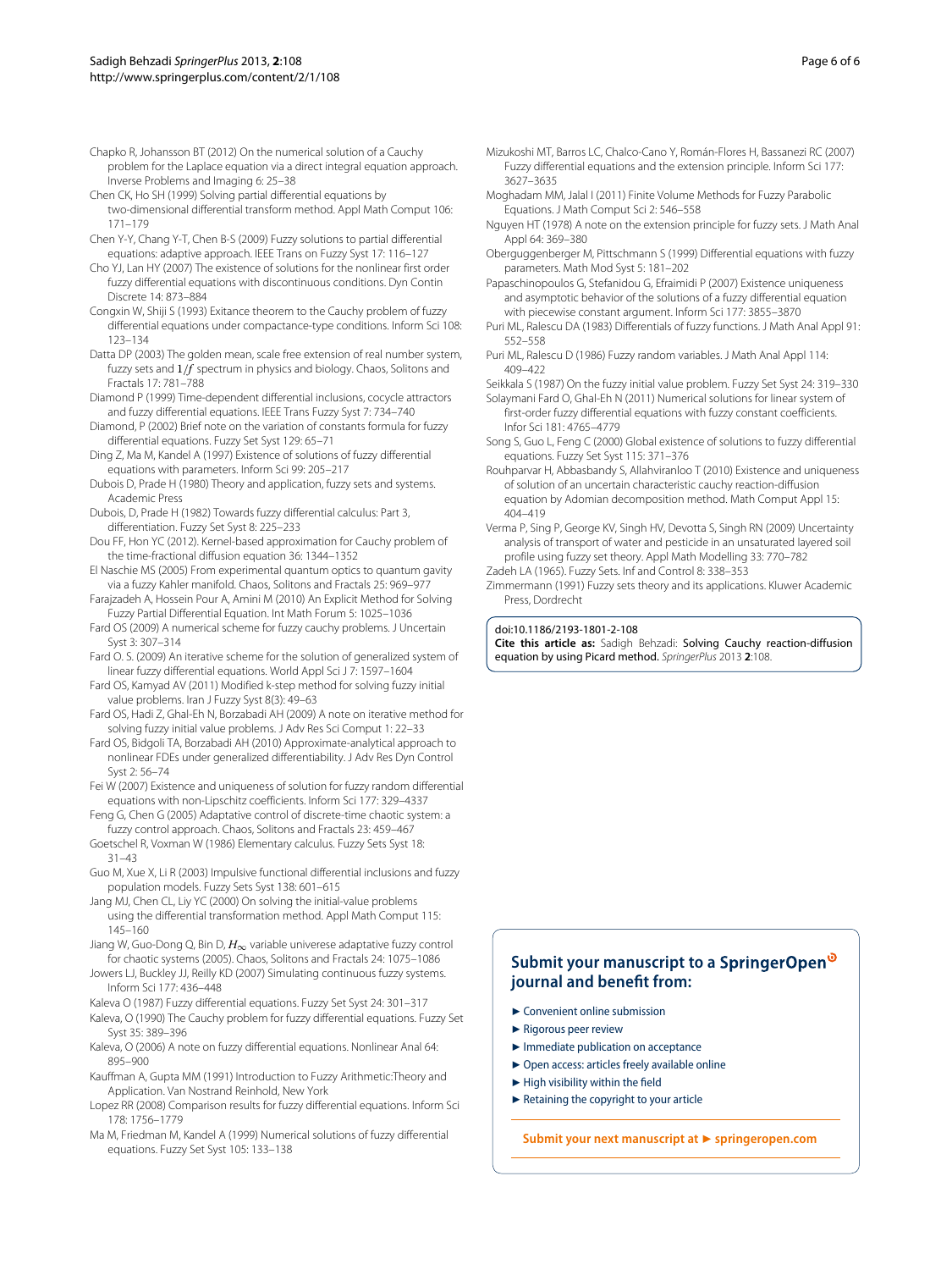Chapko R, Johansson BT (2012) On the numerical solution of a Cauchy problem for the Laplace equation via a direct integral equation approach. Inverse Problems and Imaging 6: 25–38

Chen CK, Ho SH (1999) Solving partial differential equations by two-dimensional differential transform method. Appl Math Comput 106: 171–179

Chen Y-Y, Chang Y-T, Chen B-S (2009) Fuzzy solutions to partial differential equations: adaptive approach. IEEE Trans on Fuzzy Syst 17: 116–127

Cho YJ, Lan HY (2007) The existence of solutions for the nonlinear first order fuzzy differential equations with discontinuous conditions. Dyn Contin Discrete 14: 873–884

Congxin W, Shiji S (1993) Exitance theorem to the Cauchy problem of fuzzy differential equations under compactance-type conditions. Inform Sci 108: 123–134

Datta DP (2003) The golden mean, scale free extension of real number system, fuzzy sets and $1/f$ spectrum in physics and biology. Chaos, Solitons and Fractals 17: 781–788

Diamond P (1999) Time-dependent differential inclusions, cocycle attractors and fuzzy differential equations. IEEE Trans Fuzzy Syst 7: 734–740

Diamond, P (2002) Brief note on the variation of constants formula for fuzzy differential equations. Fuzzy Set Syst 129: 65–71

Ding Z, Ma M, Kandel A (1997) Existence of solutions of fuzzy differential equations with parameters. Inform Sci 99: 205–217

Dubois D, Prade H (1980) Theory and application, fuzzy sets and systems. Academic Press

Dubois, D, Prade H (1982) Towards fuzzy differential calculus: Part 3, differentiation. Fuzzy Set Syst 8: 225–233

Dou FF, Hon YC (2012). Kernel-based approximation for Cauchy problem of the time-fractional diffusion equation 36: 1344–1352

El Naschie MS (2005) From experimental quantum optics to quantum gavity via a fuzzy Kahler manifold. Chaos, Solitons and Fractals 25: 969–977

Farajzadeh A, Hossein Pour A, Amini M (2010) An Explicit Method for Solving Fuzzy Partial Differential Equation. Int Math Forum 5: 1025–1036

Fard OS (2009) A numerical scheme for fuzzy cauchy problems. J Uncertain Syst 3: 307–314

Fard O. S. (2009) An iterative scheme for the solution of generalized system of linear fuzzy differential equations. World Appl Sci J 7: 1597–1604

Fard OS, Kamyad AV (2011) Modified k-step method for solving fuzzy initial value problems. Iran J Fuzzy Syst 8(3): 49–63

Fard OS, Hadi Z, Ghal-Eh N, Borzabadi AH (2009) A note on iterative method for solving fuzzy initial value problems. J Adv Res Sci Comput 1: 22–33

Fard OS, Bidgoli TA, Borzabadi AH (2010) Approximate-analytical approach to nonlinear FDEs under generalized differentiability. J Adv Res Dyn Control Syst 2: 56–74

Fei W (2007) Existence and uniqueness of solution for fuzzy random differential equations with non-Lipschitz coefficients. Inform Sci 177: 329–4337

Feng G, Chen G (2005) Adaptative control of discrete-time chaotic system: a fuzzy control approach. Chaos, Solitons and Fractals 23: 459–467

Goetschel R, Voxman W (1986) Elementary calculus. Fuzzy Sets Syst 18: 31–43

Guo M, Xue X, Li R (2003) Impulsive functional differential inclusions and fuzzy population models. Fuzzy Sets Syst 138: 601–615

Jang MJ, Chen CL, Liy YC (2000) On solving the initial-value problems using the differential transformation method. Appl Math Comput 115: 145–160

Jiang W, Guo-Dong Q, Bin D, $H_\infty$ variable univerese adaptative fuzzy control for chaotic systems (2005). Chaos, Solitons and Fractals 24: 1075–1086

Jowers LJ, Buckley JJ, Reilly KD (2007) Simulating continuous fuzzy systems. Inform Sci 177: 436–448

Kaleva O (1987) Fuzzy differential equations. Fuzzy Set Syst 24: 301–317

Kaleva, O (1990) The Cauchy problem for fuzzy differential equations. Fuzzy Set Syst 35: 389–396

Kaleva, O (2006) A note on fuzzy differential equations. Nonlinear Anal 64: 895–900

Kauffman A, Gupta MM (1991) Introduction to Fuzzy Arithmetic:Theory and Application. Van Nostrand Reinhold, New York

Lopez RR (2008) Comparison results for fuzzy differential equations. Inform Sci 178: 1756–1779

Ma M, Friedman M, Kandel A (1999) Numerical solutions of fuzzy differential equations. Fuzzy Set Syst 105: 133–138

Mizukoshi MT, Barros LC, Chalco-Cano Y, Román-Flores H, Bassanezi RC (2007) Fuzzy differential equations and the extension principle. Inform Sci 177: 3627–3635

Moghadam MM, Jalal I (2011) Finite Volume Methods for Fuzzy Parabolic Equations. J Math Comput Sci 2: 546–558

Nguyen HT (1978) A note on the extension principle for fuzzy sets. J Math Anal Appl 64: 369–380

Oberguggenberger M, Pittschmann S (1999) Differential equations with fuzzy parameters. Math Mod Syst 5: 181–202

Papaschinopoulos G, Stefanidou G, Efraimidi P (2007) Existence uniqueness and asymptotic behavior of the solutions of a fuzzy differential equation with piecewise constant argument. Inform Sci 177: 3855–3870

Puri ML, Ralescu DA (1983) Differentials of fuzzy functions. J Math Anal Appl 91: 552–558

Puri ML, Ralescu D (1986) Fuzzy random variables. J Math Anal Appl 114: 409–422

Seikkala S (1987) On the fuzzy initial value problem. Fuzzy Set Syst 24: 319–330

Solaymani Fard O, Ghal-Eh N (2011) Numerical solutions for linear system of first-order fuzzy differential equations with fuzzy constant coefficients. Infor Sci 181: 4765–4779

Song S, Guo L, Feng C (2000) Global existence of solutions to fuzzy differential equations. Fuzzy Set Syst 115: 371–376

Rouhparvar H, Abbasbandy S, Allahviranloo T (2010) Existence and uniqueness of solution of an uncertain characteristic cauchy reaction-diffusion equation by Adomian decomposition method. Math Comput Appl 15: 404–419

Verma P, Sing P, George KV, Singh HV, Devotta S, Singh RN (2009) Uncertainty analysis of transport of water and pesticide in an unsaturated layered soil profile using fuzzy set theory. Appl Math Modelling 33: 770–782

Zadeh LA (1965). Fuzzy Sets. Inf and Control 8: 338–353

Zimmermann (1991) Fuzzy sets theory and its applications. Kluwer Academic Press, Dordrecht

doi:10.1186/2193-1801-2-108

**Cite this article as:** Sadigh Behzadi: Solving Cauchy reaction-diffusion equation by using Picard method. *SpringerPlus* 2013 **2**:108.

**Submit your manuscript to a SpringerOpen journal and benefit from:**

- ► Convenient online submission
- ► Rigorous peer review
- ► Immediate publication on acceptance
- ► Open access: articles freely available online
- ► High visibility within the field
- ► Retaining the copyright to your article

**Submit your next manuscript at ► springeropen.com**